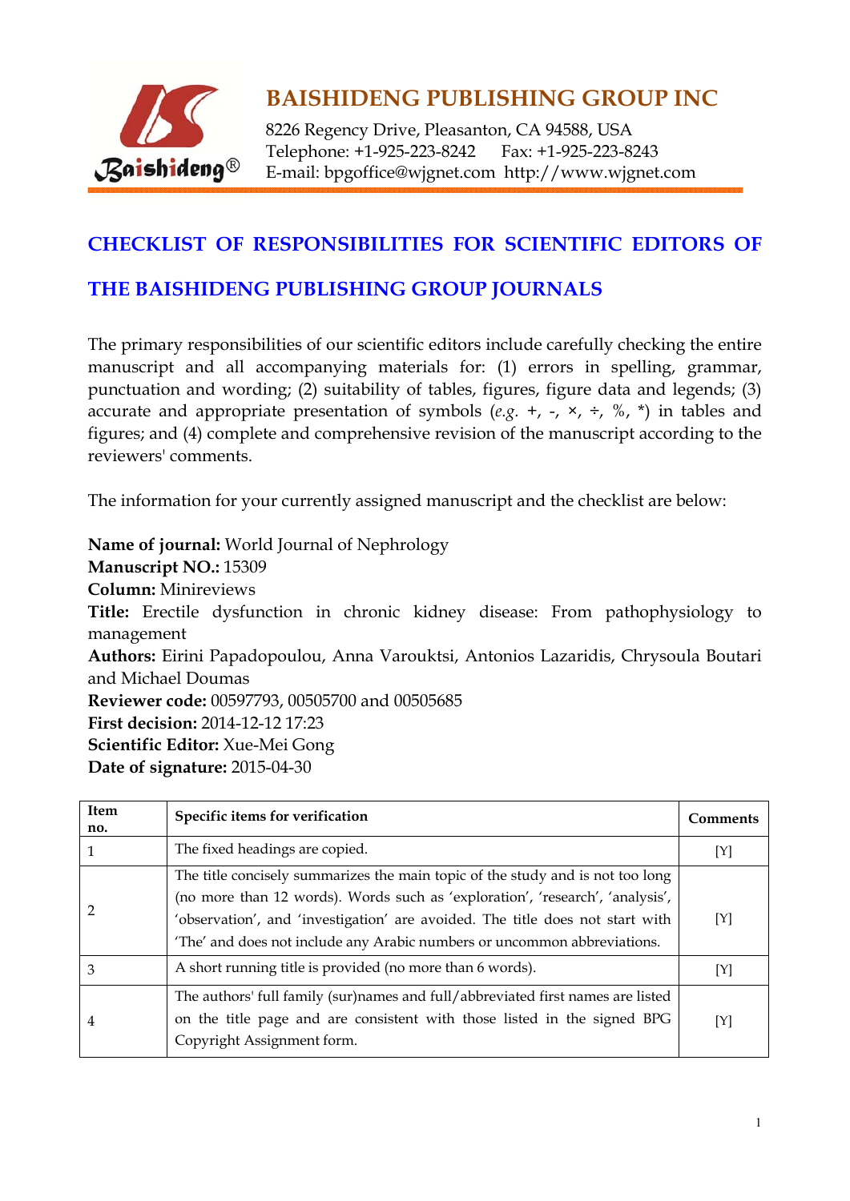# BAISHIDENG PUBLISHING GROUP INC

8226 Regency Drive, Pleasanton, CA 94588, USA
Telephone: +1-925-223-8242 Fax: +1-925-223-8243
E-mail: bpgoffice@wjgnet.com http://www.wjgnet.com

## CHECKLIST OF RESPONSIBILITIES FOR SCIENTIFIC EDITORS OF THE BAISHIDENG PUBLISHING GROUP JOURNALS

The primary responsibilities of our scientific editors include carefully checking the entire manuscript and all accompanying materials for: (1) errors in spelling, grammar, punctuation and wording; (2) suitability of tables, figures, figure data and legends; (3) accurate and appropriate presentation of symbols (*e.g.* +, -, ×, ÷, %, *) in tables and figures; and (4) complete and comprehensive revision of the manuscript according to the reviewers' comments.

The information for your currently assigned manuscript and the checklist are below:

**Name of journal:** World Journal of Nephrology
**Manuscript NO.:** 15309
**Column:** Minireviews
**Title:** Erectile dysfunction in chronic kidney disease: From pathophysiology to management
**Authors:** Eirini Papadopoulou, Anna Varouktsi, Antonios Lazaridis, Chrysoula Boutari and Michael Doumas
**Reviewer code:** 00597793, 00505700 and 00505685
**First decision:** 2014-12-12 17:23
**Scientific Editor:** Xue-Mei Gong
**Date of signature:** 2015-04-30

| Item no. | Specific items for verification | Comments |
|---|---|---|
| 1 | The fixed headings are copied. | [Y] |
| 2 | The title concisely summarizes the main topic of the study and is not too long (no more than 12 words). Words such as 'exploration', 'research', 'analysis', 'observation', and 'investigation' are avoided. The title does not start with 'The' and does not include any Arabic numbers or uncommon abbreviations. | [Y] |
| 3 | A short running title is provided (no more than 6 words). | [Y] |
| 4 | The authors' full family (sur)names and full/abbreviated first names are listed on the title page and are consistent with those listed in the signed BPG Copyright Assignment form. | [Y] |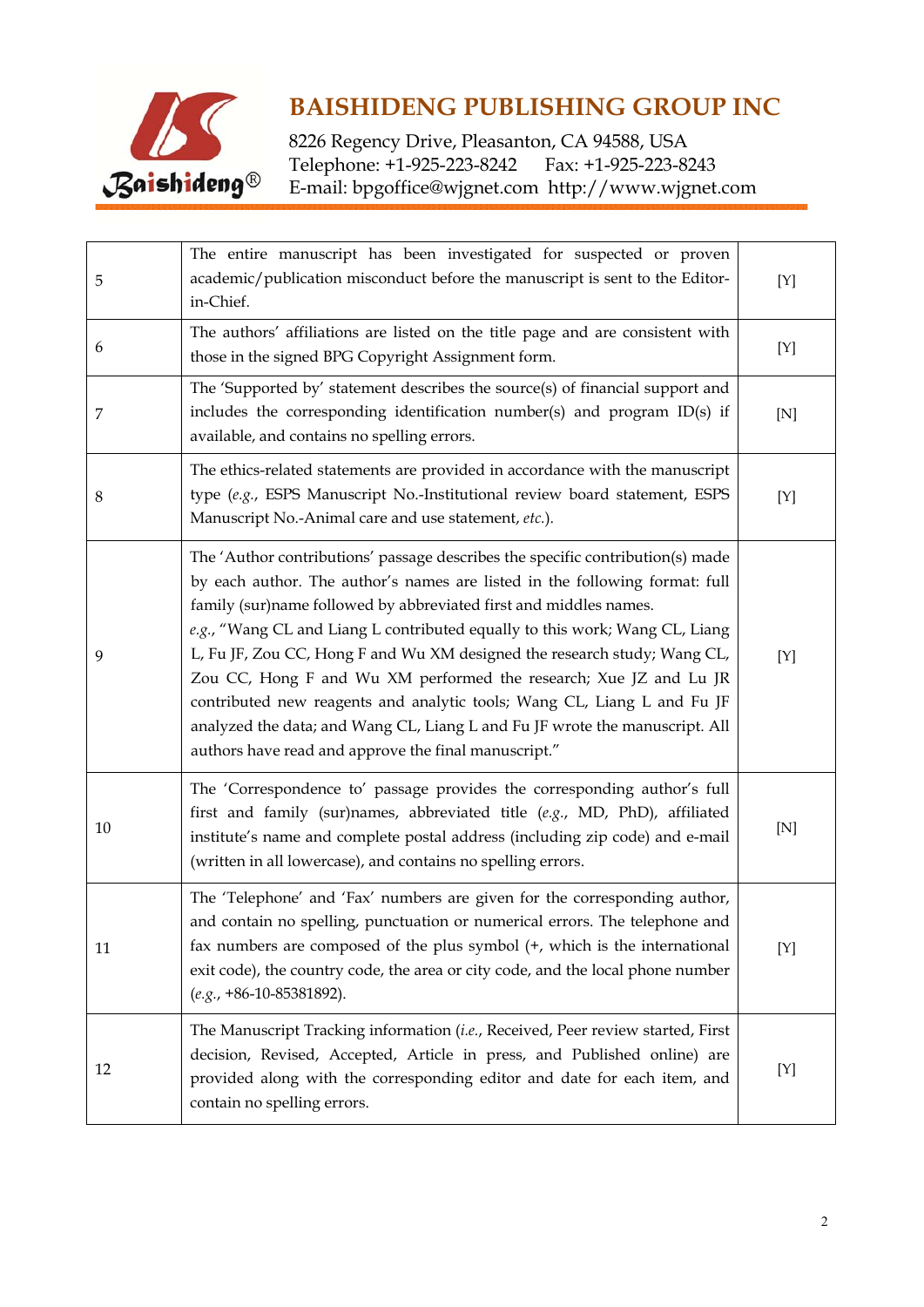| | | |
|---|---|---|
| 5 | The entire manuscript has been investigated for suspected or proven academic/publication misconduct before the manuscript is sent to the Editor-in-Chief. | [Y] |
| 6 | The authors' affiliations are listed on the title page and are consistent with those in the signed BPG Copyright Assignment form. | [Y] |
| 7 | The 'Supported by' statement describes the source(s) of financial support and includes the corresponding identification number(s) and program ID(s) if available, and contains no spelling errors. | [N] |
| 8 | The ethics-related statements are provided in accordance with the manuscript type (*e.g.*, ESPS Manuscript No.-Institutional review board statement, ESPS Manuscript No.-Animal care and use statement, *etc.*). | [Y] |
| 9 | The 'Author contributions' passage describes the specific contribution(s) made by each author. The author's names are listed in the following format: full family (sur)name followed by abbreviated first and middles names. *e.g.*, "Wang CL and Liang L contributed equally to this work; Wang CL, Liang L, Fu JF, Zou CC, Hong F and Wu XM designed the research study; Wang CL, Zou CC, Hong F and Wu XM performed the research; Xue JZ and Lu JR contributed new reagents and analytic tools; Wang CL, Liang L and Fu JF analyzed the data; and Wang CL, Liang L and Fu JF wrote the manuscript. All authors have read and approve the final manuscript." | [Y] |
| 10 | The 'Correspondence to' passage provides the corresponding author's full first and family (sur)names, abbreviated title (*e.g.*, MD, PhD), affiliated institute's name and complete postal address (including zip code) and e-mail (written in all lowercase), and contains no spelling errors. | [N] |
| 11 | The 'Telephone' and 'Fax' numbers are given for the corresponding author, and contain no spelling, punctuation or numerical errors. The telephone and fax numbers are composed of the plus symbol (+, which is the international exit code), the country code, the area or city code, and the local phone number (*e.g.*, +86-10-85381892). | [Y] |
| 12 | The Manuscript Tracking information (*i.e.*, Received, Peer review started, First decision, Revised, Accepted, Article in press, and Published online) are provided along with the corresponding editor and date for each item, and contain no spelling errors. | [Y] |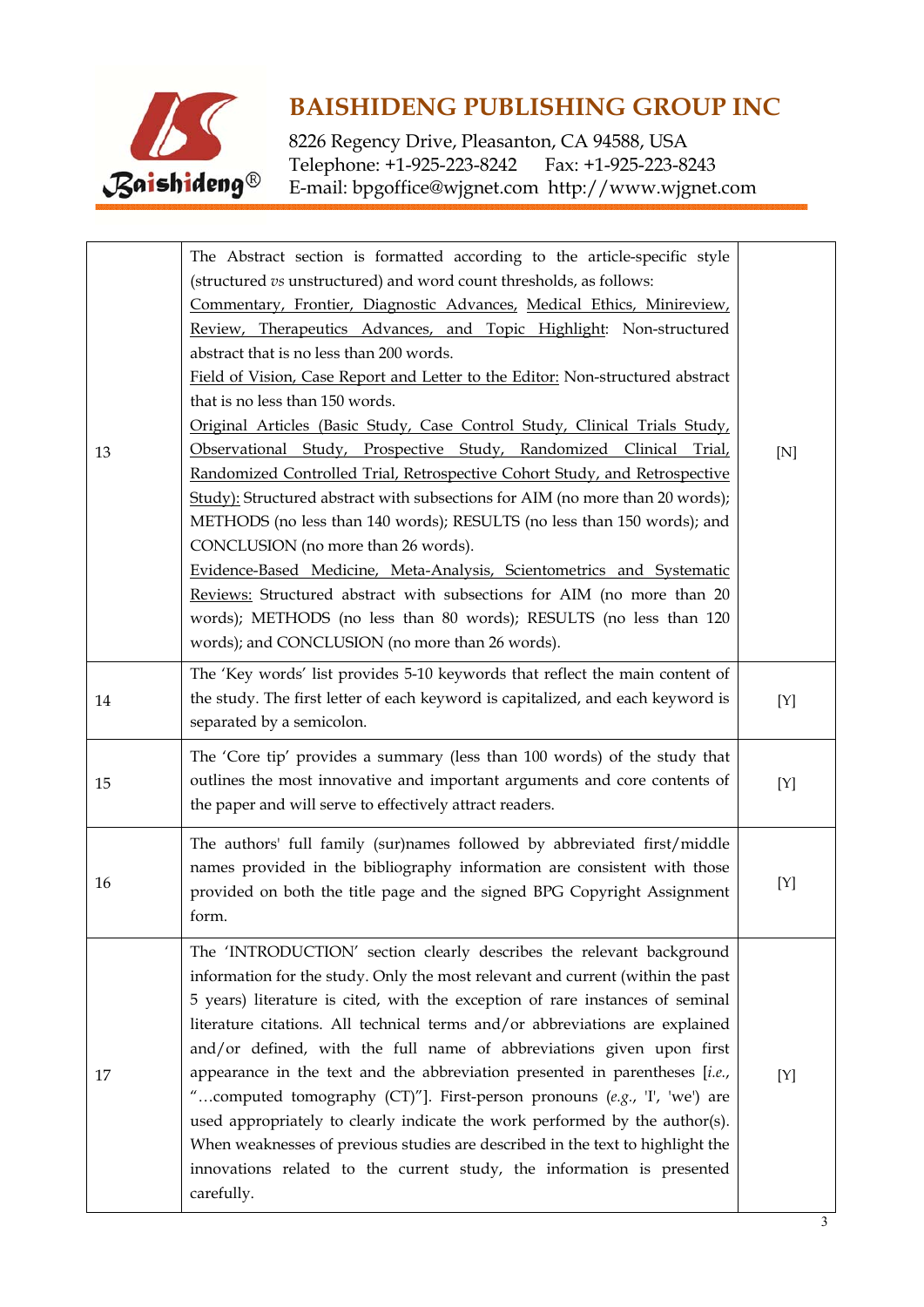| 13 | The Abstract section is formatted according to the article-specific style (structured *vs* unstructured) and word count thresholds, as follows:<br>Commentary, Frontier, Diagnostic Advances, Medical Ethics, Minireview, Review, Therapeutics Advances, and Topic Highlight: Non-structured abstract that is no less than 200 words.<br>Field of Vision, Case Report and Letter to the Editor: Non-structured abstract that is no less than 150 words.<br>Original Articles (Basic Study, Case Control Study, Clinical Trials Study, Observational Study, Prospective Study, Randomized Clinical Trial, Randomized Controlled Trial, Retrospective Cohort Study, and Retrospective Study): Structured abstract with subsections for AIM (no more than 20 words); METHODS (no less than 140 words); RESULTS (no less than 150 words); and CONCLUSION (no more than 26 words).<br>Evidence-Based Medicine, Meta-Analysis, Scientometrics and Systematic Reviews: Structured abstract with subsections for AIM (no more than 20 words); METHODS (no less than 80 words); RESULTS (no less than 120 words); and CONCLUSION (no more than 26 words). | [N] |
|---|---|---|
| 14 | The 'Key words' list provides 5-10 keywords that reflect the main content of the study. The first letter of each keyword is capitalized, and each keyword is separated by a semicolon. | [Y] |
| 15 | The 'Core tip' provides a summary (less than 100 words) of the study that outlines the most innovative and important arguments and core contents of the paper and will serve to effectively attract readers. | [Y] |
| 16 | The authors' full family (sur)names followed by abbreviated first/middle names provided in the bibliography information are consistent with those provided on both the title page and the signed BPG Copyright Assignment form. | [Y] |
| 17 | The 'INTRODUCTION' section clearly describes the relevant background information for the study. Only the most relevant and current (within the past 5 years) literature is cited, with the exception of rare instances of seminal literature citations. All technical terms and/or abbreviations are explained and/or defined, with the full name of abbreviations given upon first appearance in the text and the abbreviation presented in parentheses [*i.e.*, "…computed tomography (CT)"]. First-person pronouns (*e.g.*, 'I', 'we') are used appropriately to clearly indicate the work performed by the author(s). When weaknesses of previous studies are described in the text to highlight the innovations related to the current study, the information is presented carefully. | [Y] |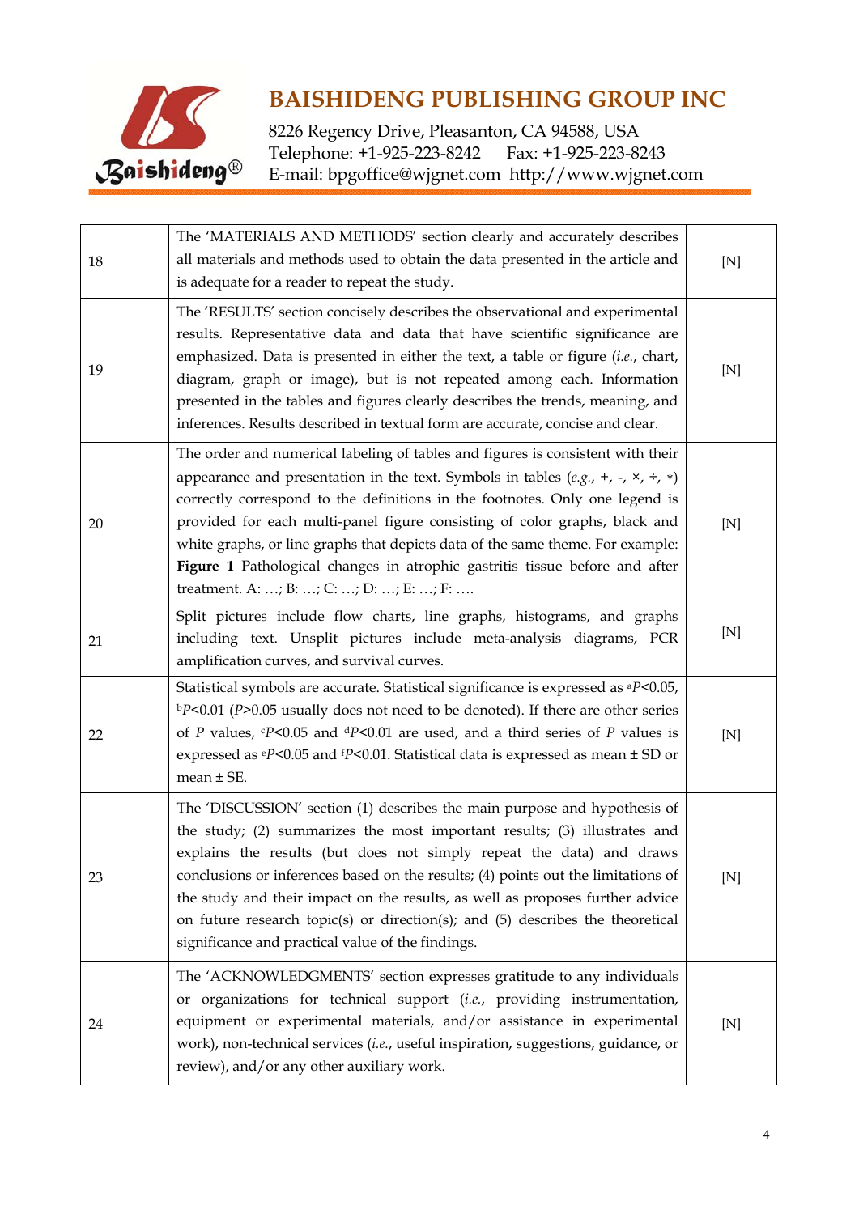| | | |
|---|---|---|
| 18 | The 'MATERIALS AND METHODS' section clearly and accurately describes all materials and methods used to obtain the data presented in the article and is adequate for a reader to repeat the study. | [N] |
| 19 | The 'RESULTS' section concisely describes the observational and experimental results. Representative data and data that have scientific significance are emphasized. Data is presented in either the text, a table or figure (*i.e.*, chart, diagram, graph or image), but is not repeated among each. Information presented in the tables and figures clearly describes the trends, meaning, and inferences. Results described in textual form are accurate, concise and clear. | [N] |
| 20 | The order and numerical labeling of tables and figures is consistent with their appearance and presentation in the text. Symbols in tables (*e.g.*, +, -, ×, ÷, *) correctly correspond to the definitions in the footnotes. Only one legend is provided for each multi-panel figure consisting of color graphs, black and white graphs, or line graphs that depicts data of the same theme. For example: **Figure 1** Pathological changes in atrophic gastritis tissue before and after treatment. A: …; B: …; C: …; D: …; E: …; F: …. | [N] |
| 21 | Split pictures include flow charts, line graphs, histograms, and graphs including text. Unsplit pictures include meta-analysis diagrams, PCR amplification curves, and survival curves. | [N] |
| 22 | Statistical symbols are accurate. Statistical significance is expressed as $^{a}P<0.05$, $^{b}P<0.01$ ($P>0.05$ usually does not need to be denoted). If there are other series of $P$ values, $^{c}P<0.05$ and $^{d}P<0.01$ are used, and a third series of $P$ values is expressed as $^{e}P<0.05$ and $^{f}P<0.01$. Statistical data is expressed as mean ± SD or mean ± SE. | [N] |
| 23 | The 'DISCUSSION' section (1) describes the main purpose and hypothesis of the study; (2) summarizes the most important results; (3) illustrates and explains the results (but does not simply repeat the data) and draws conclusions or inferences based on the results; (4) points out the limitations of the study and their impact on the results, as well as proposes further advice on future research topic(s) or direction(s); and (5) describes the theoretical significance and practical value of the findings. | [N] |
| 24 | The 'ACKNOWLEDGMENTS' section expresses gratitude to any individuals or organizations for technical support (*i.e.*, providing instrumentation, equipment or experimental materials, and/or assistance in experimental work), non-technical services (*i.e.*, useful inspiration, suggestions, guidance, or review), and/or any other auxiliary work. | [N] |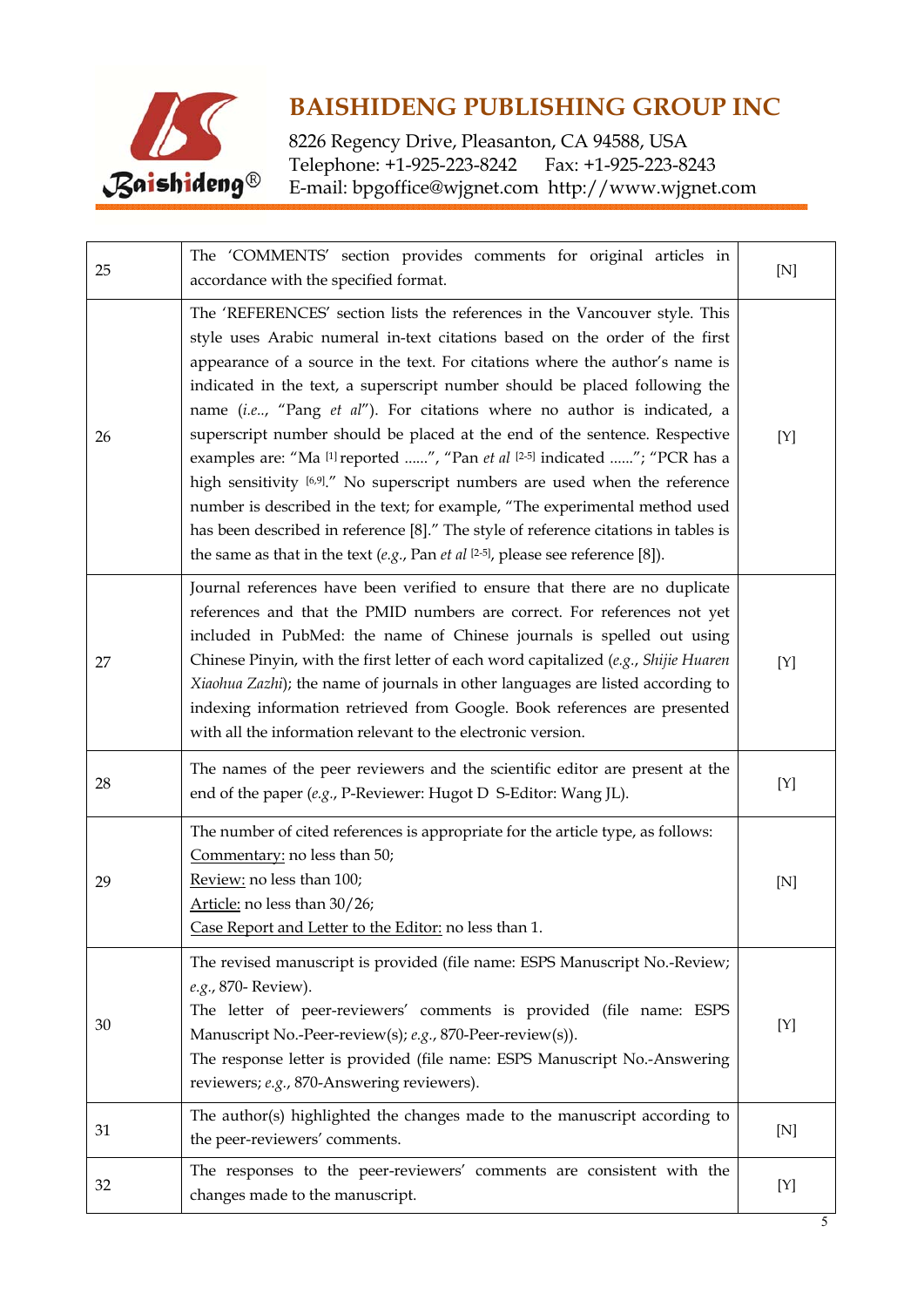| | | |
|---|---|---|
| 25 | The 'COMMENTS' section provides comments for original articles in accordance with the specified format. | [N] |
| 26 | The 'REFERENCES' section lists the references in the Vancouver style. This style uses Arabic numeral in-text citations based on the order of the first appearance of a source in the text. For citations where the author's name is indicated in the text, a superscript number should be placed following the name (*i.e.*., "Pang *et al*"). For citations where no author is indicated, a superscript number should be placed at the end of the sentence. Respective examples are: "Ma [1] reported ......", "Pan *et al* [2-5] indicated ......"; "PCR has a high sensitivity [6,9]." No superscript numbers are used when the reference number is described in the text; for example, "The experimental method used has been described in reference [8]." The style of reference citations in tables is the same as that in the text (*e.g.*, Pan *et al* [2-5], please see reference [8]). | [Y] |
| 27 | Journal references have been verified to ensure that there are no duplicate references and that the PMID numbers are correct. For references not yet included in PubMed: the name of Chinese journals is spelled out using Chinese Pinyin, with the first letter of each word capitalized (*e.g.*, *Shijie Huaren Xiaohua Zazhi*); the name of journals in other languages are listed according to indexing information retrieved from Google. Book references are presented with all the information relevant to the electronic version. | [Y] |
| 28 | The names of the peer reviewers and the scientific editor are present at the end of the paper (*e.g.*, P-Reviewer: Hugot D S-Editor: Wang JL). | [Y] |
| 29 | The number of cited references is appropriate for the article type, as follows:<br>Commentary: no less than 50;<br>Review: no less than 100;<br>Article: no less than 30/26;<br>Case Report and Letter to the Editor: no less than 1. | [N] |
| 30 | The revised manuscript is provided (file name: ESPS Manuscript No.-Review; *e.g.*, 870- Review).<br>The letter of peer-reviewers' comments is provided (file name: ESPS Manuscript No.-Peer-review(s); *e.g.*, 870-Peer-review(s)).<br>The response letter is provided (file name: ESPS Manuscript No.-Answering reviewers; *e.g.*, 870-Answering reviewers). | [Y] |
| 31 | The author(s) highlighted the changes made to the manuscript according to the peer-reviewers' comments. | [N] |
| 32 | The responses to the peer-reviewers' comments are consistent with the changes made to the manuscript. | [Y] |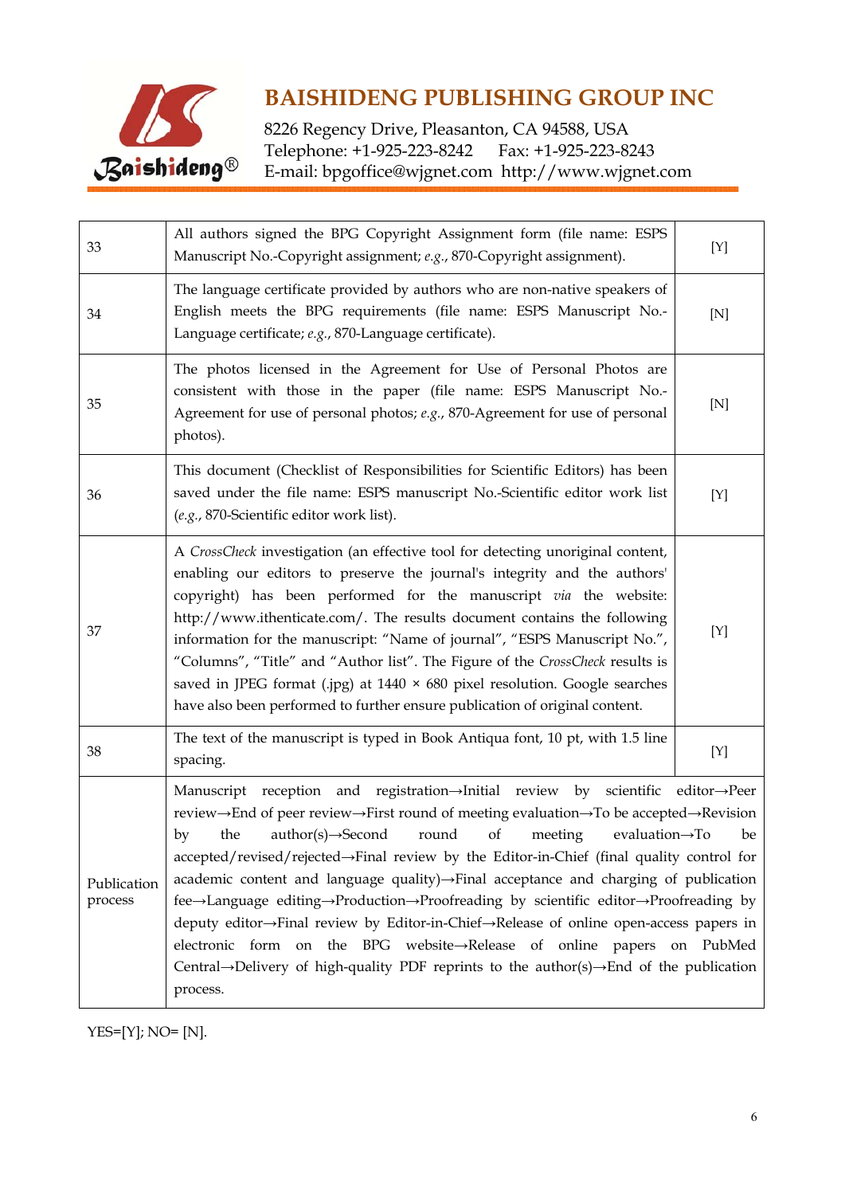| | | |
|---|---|---|
| 33 | All authors signed the BPG Copyright Assignment form (file name: ESPS Manuscript No.-Copyright assignment; *e.g.*, 870-Copyright assignment). | [Y] |
| 34 | The language certificate provided by authors who are non-native speakers of English meets the BPG requirements (file name: ESPS Manuscript No.-Language certificate; *e.g.*, 870-Language certificate). | [N] |
| 35 | The photos licensed in the Agreement for Use of Personal Photos are consistent with those in the paper (file name: ESPS Manuscript No.-Agreement for use of personal photos; *e.g.*, 870-Agreement for use of personal photos). | [N] |
| 36 | This document (Checklist of Responsibilities for Scientific Editors) has been saved under the file name: ESPS manuscript No.-Scientific editor work list (*e.g.*, 870-Scientific editor work list). | [Y] |
| 37 | A *CrossCheck* investigation (an effective tool for detecting unoriginal content, enabling our editors to preserve the journal's integrity and the authors' copyright) has been performed for the manuscript *via* the website: http://www.ithenticate.com/. The results document contains the following information for the manuscript: "Name of journal", "ESPS Manuscript No.", "Columns", "Title" and "Author list". The Figure of the *CrossCheck* results is saved in JPEG format (.jpg) at 1440 × 680 pixel resolution. Google searches have also been performed to further ensure publication of original content. | [Y] |
| 38 | The text of the manuscript is typed in Book Antiqua font, 10 pt, with 1.5 line spacing. | [Y] |
| Publication process | Manuscript reception and registration→Initial review by scientific editor→Peer review→End of peer review→First round of meeting evaluation→To be accepted→Revision by the author(s)→Second round of meeting evaluation→To be accepted/revised/rejected→Final review by the Editor-in-Chief (final quality control for academic content and language quality)→Final acceptance and charging of publication fee→Language editing→Production→Proofreading by scientific editor→Proofreading by deputy editor→Final review by Editor-in-Chief→Release of online open-access papers in electronic form on the BPG website→Release of online papers on PubMed Central→Delivery of high-quality PDF reprints to the author(s)→End of the publication process. | |

YES=[Y]; NO= [N].